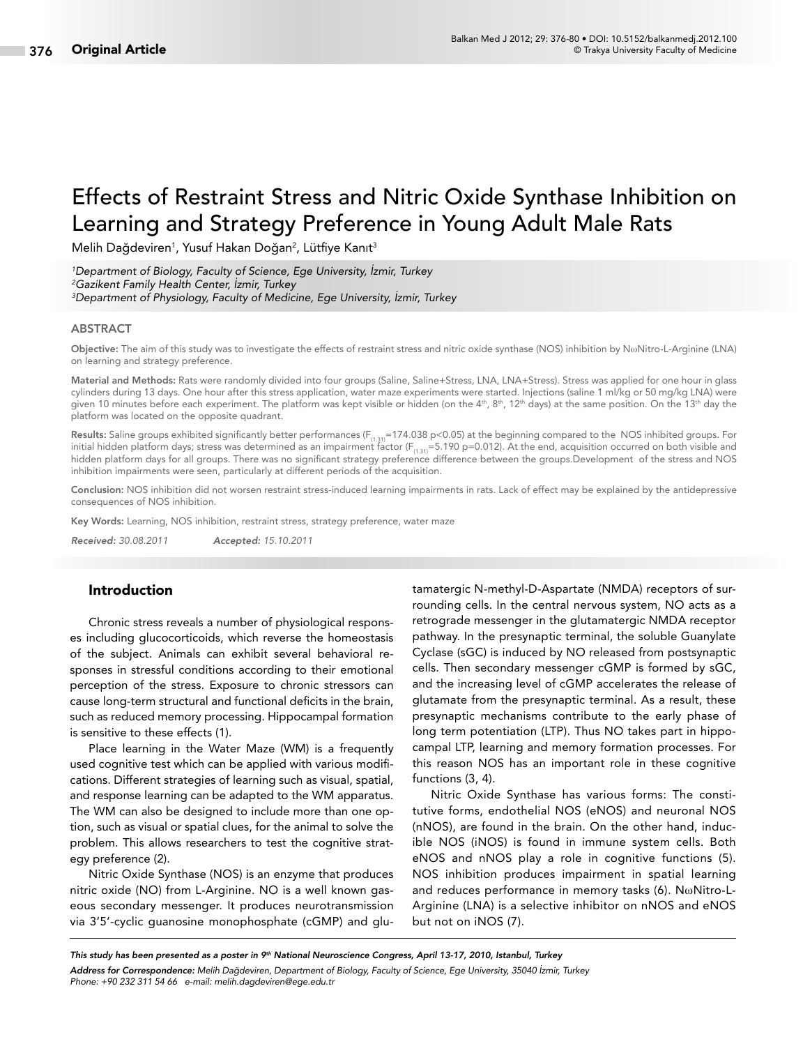# Effects of Restraint Stress and Nitric Oxide Synthase Inhibition on Learning and Strategy Preference in Young Adult Male Rats

Melih Dağdeviren[1], Yusuf Hakan Doğan[2], Lütfiye Kanıt[3]

*[1]Department of Biology, Faculty of Science, Ege University, İzmir, Turkey*
*[2]Gazikent Family Health Center, İzmir, Turkey*
*[3]Department of Physiology, Faculty of Medicine, Ege University, İzmir, Turkey*

## ABSTRACT

**Objective:** The aim of this study was to investigate the effects of restraint stress and nitric oxide synthase (NOS) inhibition by NωNitro-L-Arginine (LNA) on learning and strategy preference.

**Material and Methods:** Rats were randomly divided into four groups (Saline, Saline+Stress, LNA, LNA+Stress). Stress was applied for one hour in glass cylinders during 13 days. One hour after this stress application, water maze experiments were started. Injections (saline 1 ml/kg or 50 mg/kg LNA) were given 10 minutes before each experiment. The platform was kept visible or hidden (on the 4th, 8th, 12th days) at the same position. On the 13th day the platform was located on the opposite quadrant.

**Results:** Saline groups exhibited significantly better performances ($F_{(1,31)}$=174.038 $p<0.05$) at the beginning compared to the NOS inhibited groups. For initial hidden platform days; stress was determined as an impairment factor ($F_{(1,31)}$=5.190 $p=0.012$). At the end, acquisition occurred on both visible and hidden platform days for all groups. There was no significant strategy preference difference between the groups.Development of the stress and NOS inhibition impairments were seen, particularly at different periods of the acquisition.

**Conclusion:** NOS inhibition did not worsen restraint stress-induced learning impairments in rats. Lack of effect may be explained by the antidepressive consequences of NOS inhibition.

**Key Words:** Learning, NOS inhibition, restraint stress, strategy preference, water maze

*Received: 30.08.2011* *Accepted: 15.10.2011*

## Introduction

Chronic stress reveals a number of physiological responses including glucocorticoids, which reverse the homeostasis of the subject. Animals can exhibit several behavioral responses in stressful conditions according to their emotional perception of the stress. Exposure to chronic stressors can cause long-term structural and functional deficits in the brain, such as reduced memory processing. Hippocampal formation is sensitive to these effects (1).

Place learning in the Water Maze (WM) is a frequently used cognitive test which can be applied with various modifications. Different strategies of learning such as visual, spatial, and response learning can be adapted to the WM apparatus. The WM can also be designed to include more than one option, such as visual or spatial clues, for the animal to solve the problem. This allows researchers to test the cognitive strategy preference (2).

Nitric Oxide Synthase (NOS) is an enzyme that produces nitric oxide (NO) from L-Arginine. NO is a well known gaseous secondary messenger. It produces neurotransmission via 3'5'-cyclic guanosine monophosphate (cGMP) and glutamatergic N-methyl-D-Aspartate (NMDA) receptors of surrounding cells. In the central nervous system, NO acts as a retrograde messenger in the glutamatergic NMDA receptor pathway. In the presynaptic terminal, the soluble Guanylate Cyclase (sGC) is induced by NO released from postsynaptic cells. Then secondary messenger cGMP is formed by sGC, and the increasing level of cGMP accelerates the release of glutamate from the presynaptic terminal. As a result, these presynaptic mechanisms contribute to the early phase of long term potentiation (LTP). Thus NO takes part in hippocampal LTP, learning and memory formation processes. For this reason NOS has an important role in these cognitive functions (3, 4).

Nitric Oxide Synthase has various forms: The constitutive forms, endothelial NOS (eNOS) and neuronal NOS (nNOS), are found in the brain. On the other hand, inducible NOS (iNOS) is found in immune system cells. Both eNOS and nNOS play a role in cognitive functions (5). NOS inhibition produces impairment in spatial learning and reduces performance in memory tasks (6). NωNitro-L-Arginine (LNA) is a selective inhibitor on nNOS and eNOS but not on iNOS (7).

*This study has been presented as a poster in 9th National Neuroscience Congress, April 13-17, 2010, Istanbul, Turkey*

***Address for Correspondence:*** *Melih Dağdeviren, Department of Biology, Faculty of Science, Ege University, 35040 İzmir, Turkey Phone: +90 232 311 54 66 e-mail: melih.dagdeviren@ege.edu.tr*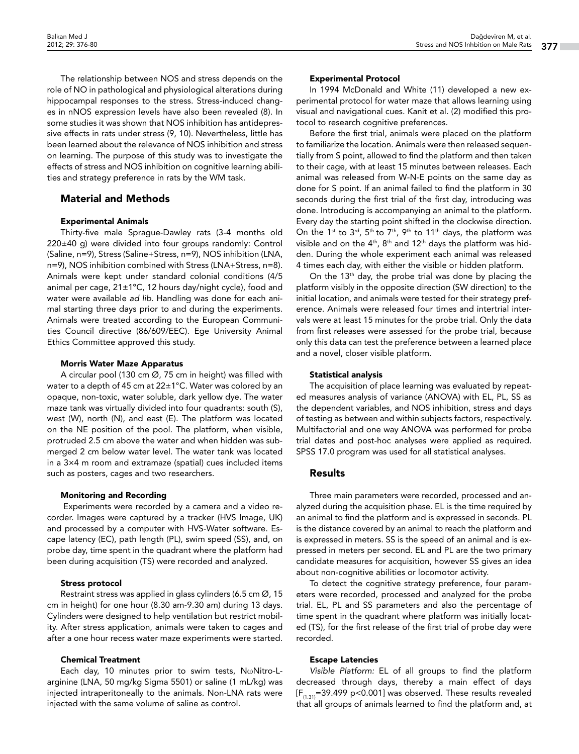The relationship between NOS and stress depends on the role of NO in pathological and physiological alterations during hippocampal responses to the stress. Stress-induced changes in nNOS expression levels have also been revealed (8). In some studies it was shown that NOS inhibition has antidepressive effects in rats under stress (9, 10). Nevertheless, little has been learned about the relevance of NOS inhibition and stress on learning. The purpose of this study was to investigate the effects of stress and NOS inhibition on cognitive learning abilities and strategy preference in rats by the WM task.

## Material and Methods

### Experimental Animals

Thirty-five male Sprague-Dawley rats (3-4 months old 220±40 g) were divided into four groups randomly: Control (Saline, n=9), Stress (Saline+Stress, n=9), NOS inhibition (LNA, n=9), NOS inhibition combined with Stress (LNA+Stress, n=8). Animals were kept under standard colonial conditions (4/5 animal per cage, 21±1°C, 12 hours day/night cycle), food and water were available *ad lib*. Handling was done for each animal starting three days prior to and during the experiments. Animals were treated according to the European Communities Council directive (86/609/EEC). Ege University Animal Ethics Committee approved this study.

### Morris Water Maze Apparatus

A circular pool (130 cm Ø, 75 cm in height) was filled with water to a depth of 45 cm at 22±1°C. Water was colored by an opaque, non-toxic, water soluble, dark yellow dye. The water maze tank was virtually divided into four quadrants: south (S), west (W), north (N), and east (E). The platform was located on the NE position of the pool. The platform, when visible, protruded 2.5 cm above the water and when hidden was submerged 2 cm below water level. The water tank was located in a 3×4 m room and extramaze (spatial) cues included items such as posters, cages and two researchers.

### Monitoring and Recording

Experiments were recorded by a camera and a video recorder. Images were captured by a tracker (HVS Image, UK) and processed by a computer with HVS-Water software. Escape latency (EC), path length (PL), swim speed (SS), and, on probe day, time spent in the quadrant where the platform had been during acquisition (TS) were recorded and analyzed.

### Stress protocol

Restraint stress was applied in glass cylinders (6.5 cm Ø, 15 cm in height) for one hour (8.30 am-9.30 am) during 13 days. Cylinders were designed to help ventilation but restrict mobility. After stress application, animals were taken to cages and after a one hour recess water maze experiments were started.

### Chemical Treatment

Each day, 10 minutes prior to swim tests, NωNitro-L-arginine (LNA, 50 mg/kg Sigma 5501) or saline (1 mL/kg) was injected intraperitoneally to the animals. Non-LNA rats were injected with the same volume of saline as control.

### Experimental Protocol

In 1994 McDonald and White (11) developed a new experimental protocol for water maze that allows learning using visual and navigational cues. Kanit et al. (2) modified this protocol to research cognitive preferences.

Before the first trial, animals were placed on the platform to familiarize the location. Animals were then released sequentially from S point, allowed to find the platform and then taken to their cage, with at least 15 minutes between releases. Each animal was released from W-N-E points on the same day as done for S point. If an animal failed to find the platform in 30 seconds during the first trial of the first day, introducing was done. Introducing is accompanying an animal to the platform. Every day the starting point shifted in the clockwise direction. On the 1st to 3rd, 5th to 7th, 9th to 11th days, the platform was visible and on the 4th, 8th and 12th days the platform was hidden. During the whole experiment each animal was released 4 times each day, with either the visible or hidden platform.

On the 13th day, the probe trial was done by placing the platform visibly in the opposite direction (SW direction) to the initial location, and animals were tested for their strategy preference. Animals were released four times and intertrial intervals were at least 15 minutes for the probe trial. Only the data from first releases were assessed for the probe trial, because only this data can test the preference between a learned place and a novel, closer visible platform.

### Statistical analysis

The acquisition of place learning was evaluated by repeated measures analysis of variance (ANOVA) with EL, PL, SS as the dependent variables, and NOS inhibition, stress and days of testing as between and within subjects factors, respectively. Multifactorial and one way ANOVA was performed for probe trial dates and post-hoc analyses were applied as required. SPSS 17.0 program was used for all statistical analyses.

## Results

Three main parameters were recorded, processed and analyzed during the acquisition phase. EL is the time required by an animal to find the platform and is expressed in seconds. PL is the distance covered by an animal to reach the platform and is expressed in meters. SS is the speed of an animal and is expressed in meters per second. EL and PL are the two primary candidate measures for acquisition, however SS gives an idea about non-cognitive abilities or locomotor activity.

To detect the cognitive strategy preference, four parameters were recorded, processed and analyzed for the probe trial. EL, PL and SS parameters and also the percentage of time spent in the quadrant where platform was initially located (TS), for the first release of the first trial of probe day were recorded.

### Escape Latencies

*Visible Platform:* EL of all groups to find the platform decreased through days, thereby a main effect of days [$F_{(1,31)}$=39.499 $p<0.001$] was observed. These results revealed that all groups of animals learned to find the platform and, at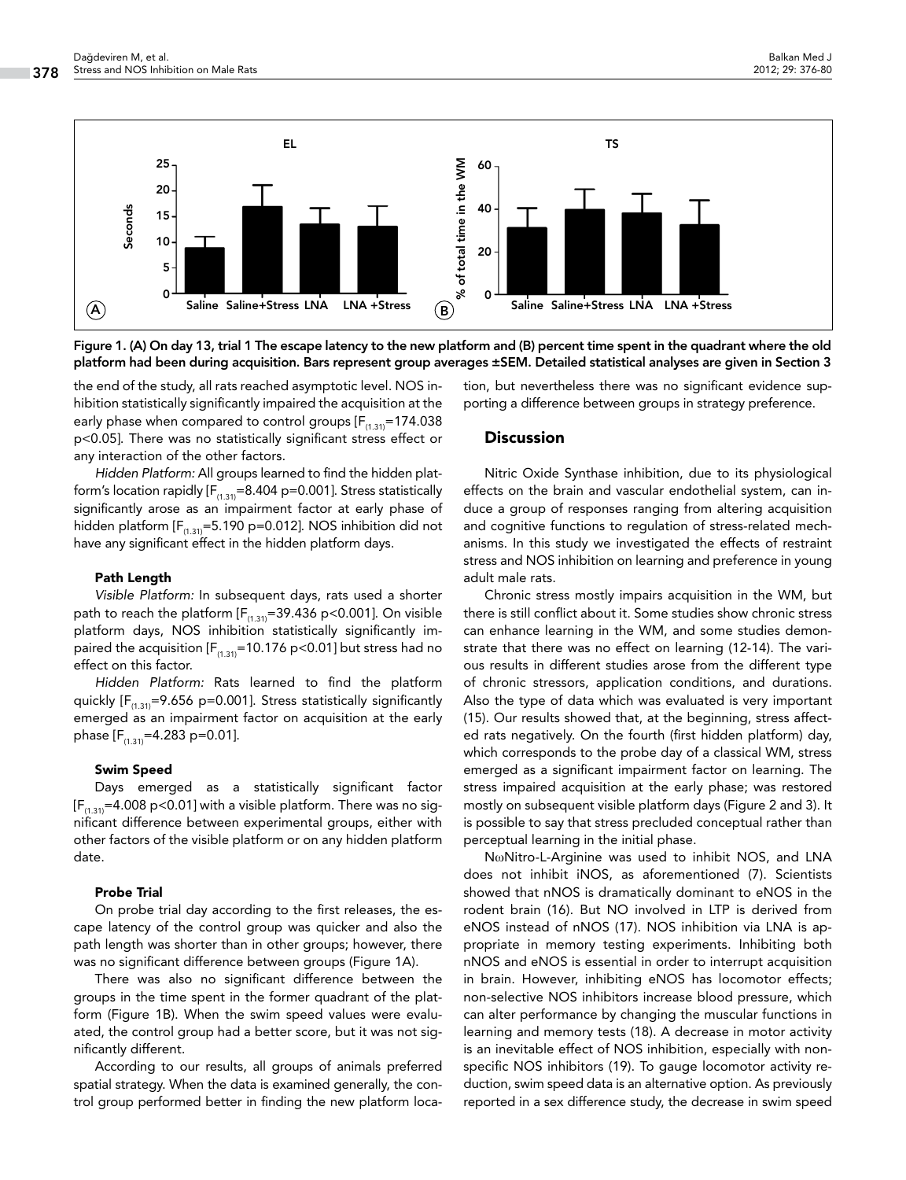Figure 1. (A) On day 13, trial 1 The escape latency to the new platform and (B) percent time spent in the quadrant where the old platform had been during acquisition. Bars represent group averages ±SEM. Detailed statistical analyses are given in Section 3

the end of the study, all rats reached asymptotic level. NOS inhibition statistically significantly impaired the acquisition at the early phase when compared to control groups [$F_{(1.31)}$=174.038 $p<0.05$]. There was no statistically significant stress effect or any interaction of the other factors.

*Hidden Platform:* All groups learned to find the hidden platform's location rapidly [$F_{(1.31)}$=8.404 p=0.001]. Stress statistically significantly arose as an impairment factor at early phase of hidden platform [$F_{(1.31)}$=5.190 p=0.012]. NOS inhibition did not have any significant effect in the hidden platform days.

#### Path Length

*Visible Platform:* In subsequent days, rats used a shorter path to reach the platform [$F_{(1.31)}$=39.436 $p<0.001$]. On visible platform days, NOS inhibition statistically significantly impaired the acquisition [$F_{(1.31)}$=10.176 $p<0.01$] but stress had no effect on this factor.

*Hidden Platform:* Rats learned to find the platform quickly [$F_{(1.31)}$=9.656 p=0.001]. Stress statistically significantly emerged as an impairment factor on acquisition at the early phase [$F_{(1.31)}$=4.283 p=0.01].

#### Swim Speed

Days emerged as a statistically significant factor [$F_{(1.31)}$=4.008 $p<0.01$] with a visible platform. There was no significant difference between experimental groups, either with other factors of the visible platform or on any hidden platform date.

#### Probe Trial

On probe trial day according to the first releases, the escape latency of the control group was quicker and also the path length was shorter than in other groups; however, there was no significant difference between groups (Figure 1A).

There was also no significant difference between the groups in the time spent in the former quadrant of the platform (Figure 1B). When the swim speed values were evaluated, the control group had a better score, but it was not significantly different.

According to our results, all groups of animals preferred spatial strategy. When the data is examined generally, the control group performed better in finding the new platform location, but nevertheless there was no significant evidence supporting a difference between groups in strategy preference.

## Discussion

Nitric Oxide Synthase inhibition, due to its physiological effects on the brain and vascular endothelial system, can induce a group of responses ranging from altering acquisition and cognitive functions to regulation of stress-related mechanisms. In this study we investigated the effects of restraint stress and NOS inhibition on learning and preference in young adult male rats.

Chronic stress mostly impairs acquisition in the WM, but there is still conflict about it. Some studies show chronic stress can enhance learning in the WM, and some studies demonstrate that there was no effect on learning (12-14). The various results in different studies arose from the different type of chronic stressors, application conditions, and durations. Also the type of data which was evaluated is very important (15). Our results showed that, at the beginning, stress affected rats negatively. On the fourth (first hidden platform) day, which corresponds to the probe day of a classical WM, stress emerged as a significant impairment factor on learning. The stress impaired acquisition at the early phase; was restored mostly on subsequent visible platform days (Figure 2 and 3). It is possible to say that stress precluded conceptual rather than perceptual learning in the initial phase.

NωNitro-L-Arginine was used to inhibit NOS, and LNA does not inhibit iNOS, as aforementioned (7). Scientists showed that nNOS is dramatically dominant to eNOS in the rodent brain (16). But NO involved in LTP is derived from eNOS instead of nNOS (17). NOS inhibition via LNA is appropriate in memory testing experiments. Inhibiting both nNOS and eNOS is essential in order to interrupt acquisition in brain. However, inhibiting eNOS has locomotor effects; non-selective NOS inhibitors increase blood pressure, which can alter performance by changing the muscular functions in learning and memory tests (18). A decrease in motor activity is an inevitable effect of NOS inhibition, especially with non-specific NOS inhibitors (19). To gauge locomotor activity reduction, swim speed data is an alternative option. As previously reported in a sex difference study, the decrease in swim speed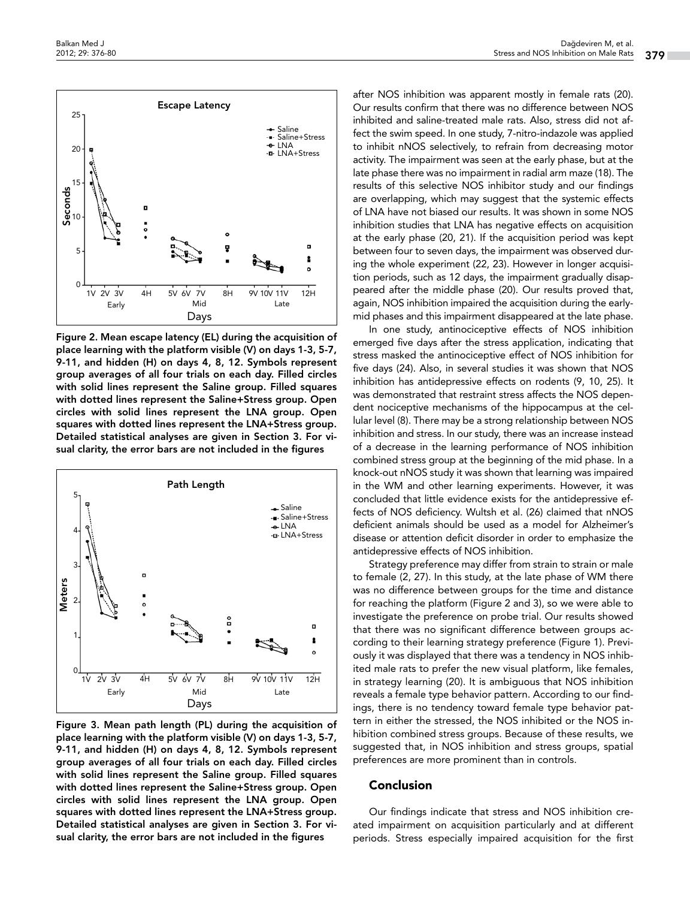Figure 2. Mean escape latency (EL) during the acquisition of place learning with the platform visible (V) on days 1-3, 5-7, 9-11, and hidden (H) on days 4, 8, 12. Symbols represent group averages of all four trials on each day. Filled circles with solid lines represent the Saline group. Filled squares with dotted lines represent the Saline+Stress group. Open circles with solid lines represent the LNA group. Open squares with dotted lines represent the LNA+Stress group. Detailed statistical analyses are given in Section 3. For visual clarity, the error bars are not included in the figures

Figure 3. Mean path length (PL) during the acquisition of place learning with the platform visible (V) on days 1-3, 5-7, 9-11, and hidden (H) on days 4, 8, 12. Symbols represent group averages of all four trials on each day. Filled circles with solid lines represent the Saline group. Filled squares with dotted lines represent the Saline+Stress group. Open circles with solid lines represent the LNA group. Open squares with dotted lines represent the LNA+Stress group. Detailed statistical analyses are given in Section 3. For visual clarity, the error bars are not included in the figures

after NOS inhibition was apparent mostly in female rats (20). Our results confirm that there was no difference between NOS inhibited and saline-treated male rats. Also, stress did not affect the swim speed. In one study, 7-nitro-indazole was applied to inhibit nNOS selectively, to refrain from decreasing motor activity. The impairment was seen at the early phase, but at the late phase there was no impairment in radial arm maze (18). The results of this selective NOS inhibitor study and our findings are overlapping, which may suggest that the systemic effects of LNA have not biased our results. It was shown in some NOS inhibition studies that LNA has negative effects on acquisition at the early phase (20, 21). If the acquisition period was kept between four to seven days, the impairment was observed during the whole experiment (22, 23). However in longer acquisition periods, such as 12 days, the impairment gradually disappeared after the middle phase (20). Our results proved that, again, NOS inhibition impaired the acquisition during the early-mid phases and this impairment disappeared at the late phase.

In one study, antinociceptive effects of NOS inhibition emerged five days after the stress application, indicating that stress masked the antinociceptive effect of NOS inhibition for five days (24). Also, in several studies it was shown that NOS inhibition has antidepressive effects on rodents (9, 10, 25). It was demonstrated that restraint stress affects the NOS dependent nociceptive mechanisms of the hippocampus at the cellular level (8). There may be a strong relationship between NOS inhibition and stress. In our study, there was an increase instead of a decrease in the learning performance of NOS inhibition combined stress group at the beginning of the mid phase. In a knock-out nNOS study it was shown that learning was impaired in the WM and other learning experiments. However, it was concluded that little evidence exists for the antidepressive effects of NOS deficiency. Wultsh et al. (26) claimed that nNOS deficient animals should be used as a model for Alzheimer's disease or attention deficit disorder in order to emphasize the antidepressive effects of NOS inhibition.

Strategy preference may differ from strain to strain or male to female (2, 27). In this study, at the late phase of WM there was no difference between groups for the time and distance for reaching the platform (Figure 2 and 3), so we were able to investigate the preference on probe trial. Our results showed that there was no significant difference between groups according to their learning strategy preference (Figure 1). Previously it was displayed that there was a tendency in NOS inhibited male rats to prefer the new visual platform, like females, in strategy learning (20). It is ambiguous that NOS inhibition reveals a female type behavior pattern. According to our findings, there is no tendency toward female type behavior pattern in either the stressed, the NOS inhibited or the NOS inhibition combined stress groups. Because of these results, we suggested that, in NOS inhibition and stress groups, spatial preferences are more prominent than in controls.

## Conclusion

Our findings indicate that stress and NOS inhibition created impairment on acquisition particularly and at different periods. Stress especially impaired acquisition for the first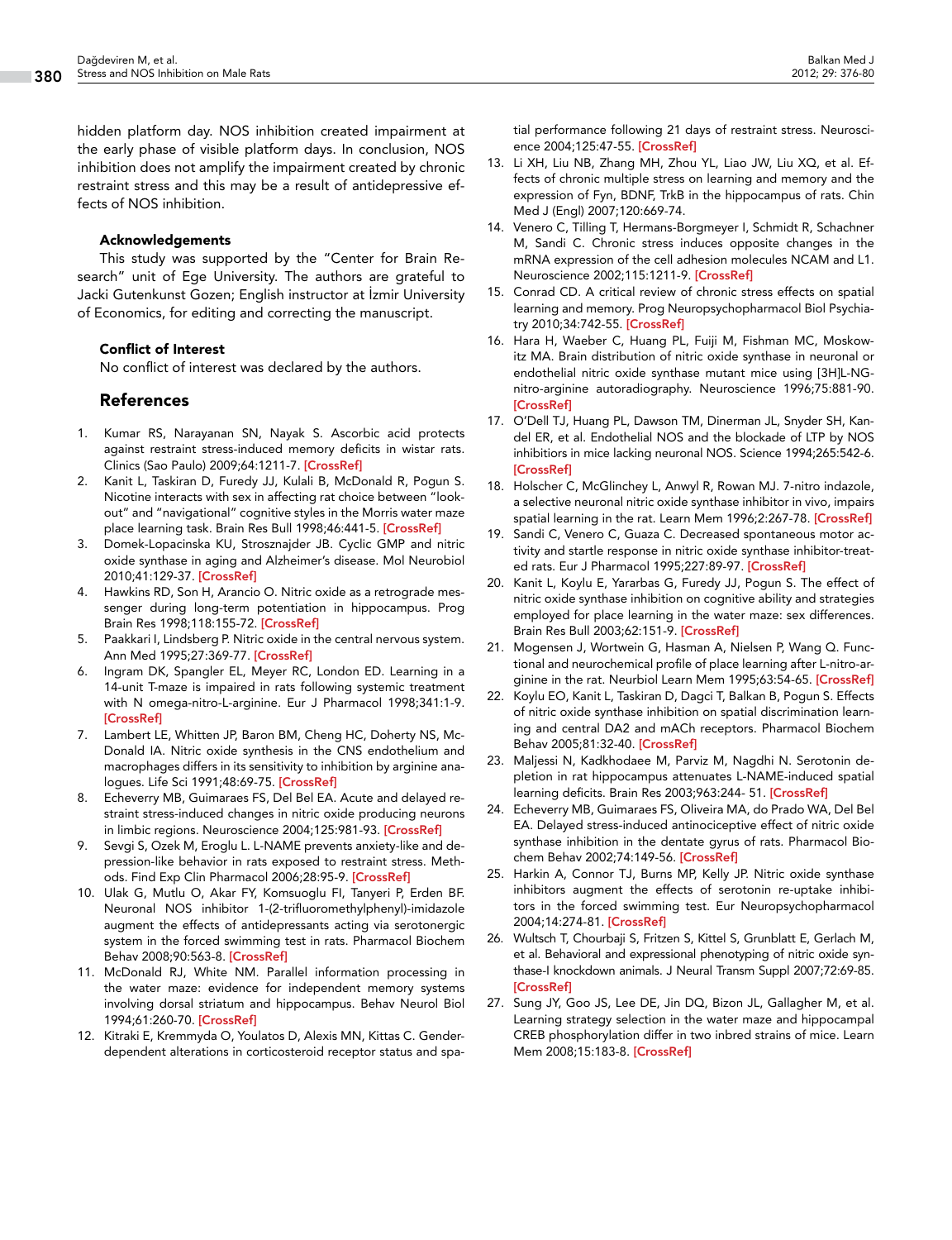hidden platform day. NOS inhibition created impairment at the early phase of visible platform days. In conclusion, NOS inhibition does not amplify the impairment created by chronic restraint stress and this may be a result of antidepressive effects of NOS inhibition.

### Acknowledgements

This study was supported by the "Center for Brain Research" unit of Ege University. The authors are grateful to Jacki Gutenkunst Gozen; English instructor at İzmir University of Economics, for editing and correcting the manuscript.

### Conflict of Interest

No conflict of interest was declared by the authors.

## References

1. Kumar RS, Narayanan SN, Nayak S. Ascorbic acid protects against restraint stress-induced memory deficits in wistar rats. Clinics (Sao Paulo) 2009;64:1211-7. [CrossRef]
2. Kanit L, Taskiran D, Furedy JJ, Kulali B, McDonald R, Pogun S. Nicotine interacts with sex in affecting rat choice between "look-out" and "navigational" cognitive styles in the Morris water maze place learning task. Brain Res Bull 1998;46:441-5. [CrossRef]
3. Domek-Lopacinska KU, Strosznajder JB. Cyclic GMP and nitric oxide synthase in aging and Alzheimer's disease. Mol Neurobiol 2010;41:129-37. [CrossRef]
4. Hawkins RD, Son H, Arancio O. Nitric oxide as a retrograde messenger during long-term potentiation in hippocampus. Prog Brain Res 1998;118:155-72. [CrossRef]
5. Paakkari I, Lindsberg P. Nitric oxide in the central nervous system. Ann Med 1995;27:369-77. [CrossRef]
6. Ingram DK, Spangler EL, Meyer RC, London ED. Learning in a 14-unit T-maze is impaired in rats following systemic treatment with N omega-nitro-L-arginine. Eur J Pharmacol 1998;341:1-9. [CrossRef]
7. Lambert LE, Whitten JP, Baron BM, Cheng HC, Doherty NS, McDonald IA. Nitric oxide synthesis in the CNS endothelium and macrophages differs in its sensitivity to inhibition by arginine analogues. Life Sci 1991;48:69-75. [CrossRef]
8. Echeverry MB, Guimaraes FS, Del Bel EA. Acute and delayed restraint stress-induced changes in nitric oxide producing neurons in limbic regions. Neuroscience 2004;125:981-93. [CrossRef]
9. Sevgi S, Ozek M, Eroglu L. L-NAME prevents anxiety-like and depression-like behavior in rats exposed to restraint stress. Methods. Find Exp Clin Pharmacol 2006;28:95-9. [CrossRef]
10. Ulak G, Mutlu O, Akar FY, Komsuoglu FI, Tanyeri P, Erden BF. Neuronal NOS inhibitor 1-(2-trifluoromethylphenyl)-imidazole augment the effects of antidepressants acting via serotonergic system in the forced swimming test in rats. Pharmacol Biochem Behav 2008;90:563-8. [CrossRef]
11. McDonald RJ, White NM. Parallel information processing in the water maze: evidence for independent memory systems involving dorsal striatum and hippocampus. Behav Neurol Biol 1994;61:260-70. [CrossRef]
12. Kitraki E, Kremmyda O, Youlatos D, Alexis MN, Kittas C. Gender-dependent alterations in corticosteroid receptor status and spatial performance following 21 days of restraint stress. Neuroscience 2004;125:47-55. [CrossRef]
13. Li XH, Liu NB, Zhang MH, Zhou YL, Liao JW, Liu XQ, et al. Effects of chronic multiple stress on learning and memory and the expression of Fyn, BDNF, TrkB in the hippocampus of rats. Chin Med J (Engl) 2007;120:669-74.
14. Venero C, Tilling T, Hermans-Borgmeyer I, Schmidt R, Schachner M, Sandi C. Chronic stress induces opposite changes in the mRNA expression of the cell adhesion molecules NCAM and L1. Neuroscience 2002;115:1211-9. [CrossRef]
15. Conrad CD. A critical review of chronic stress effects on spatial learning and memory. Prog Neuropsychopharmacol Biol Psychiatry 2010;34:742-55. [CrossRef]
16. Hara H, Waeber C, Huang PL, Fuiji M, Fishman MC, Moskowitz MA. Brain distribution of nitric oxide synthase in neuronal or endothelial nitric oxide synthase mutant mice using [3H]L-NG-nitro-arginine autoradiography. Neuroscience 1996;75:881-90. [CrossRef]
17. O'Dell TJ, Huang PL, Dawson TM, Dinerman JL, Snyder SH, Kandel ER, et al. Endothelial NOS and the blockade of LTP by NOS inhibitors in mice lacking neuronal NOS. Science 1994;265:542-6. [CrossRef]
18. Holscher C, McGlinchey L, Anwyl R, Rowan MJ. 7-nitro indazole, a selective neuronal nitric oxide synthase inhibitor in vivo, impairs spatial learning in the rat. Learn Mem 1996;2:267-78. [CrossRef]
19. Sandi C, Venero C, Guaza C. Decreased spontaneous motor activity and startle response in nitric oxide synthase inhibitor-treated rats. Eur J Pharmacol 1995;227:89-97. [CrossRef]
20. Kanit L, Koylu E, Yararbas G, Furedy JJ, Pogun S. The effect of nitric oxide synthase inhibition on cognitive ability and strategies employed for place learning in the water maze: sex differences. Brain Res Bull 2003;62:151-9. [CrossRef]
21. Mogensen J, Wortwein G, Hasman A, Nielsen P, Wang Q. Functional and neurochemical profile of place learning after L-nitro-arginine in the rat. Neurbiol Learn Mem 1995;63:54-65. [CrossRef]
22. Koylu EO, Kanit L, Taskiran D, Dagci T, Balkan B, Pogun S. Effects of nitric oxide synthase inhibition on spatial discrimination learning and central DA2 and mACh receptors. Pharmacol Biochem Behav 2005;81:32-40. [CrossRef]
23. Maljessi N, Kadkhodaee M, Parviz M, Nagdhi N. Serotonin depletion in rat hippocampus attenuates L-NAME-induced spatial learning deficits. Brain Res 2003;963:244- 51. [CrossRef]
24. Echeverry MB, Guimaraes FS, Oliveira MA, do Prado WA, Del Bel EA. Delayed stress-induced antinociceptive effect of nitric oxide synthase inhibition in the dentate gyrus of rats. Pharmacol Biochem Behav 2002;74:149-56. [CrossRef]
25. Harkin A, Connor TJ, Burns MP, Kelly JP. Nitric oxide synthase inhibitors augment the effects of serotonin re-uptake inhibitors in the forced swimming test. Eur Neuropsychopharmacol 2004;14:274-81. [CrossRef]
26. Wultsch T, Chourbaji S, Fritzen S, Kittel S, Grunblatt E, Gerlach M, et al. Behavioral and expressional phenotyping of nitric oxide synthase-I knockdown animals. J Neural Transm Suppl 2007;72:69-85. [CrossRef]
27. Sung JY, Goo JS, Lee DE, Jin DQ, Bizon JL, Gallagher M, et al. Learning strategy selection in the water maze and hippocampal CREB phosphorylation differ in two inbred strains of mice. Learn Mem 2008;15:183-8. [CrossRef]